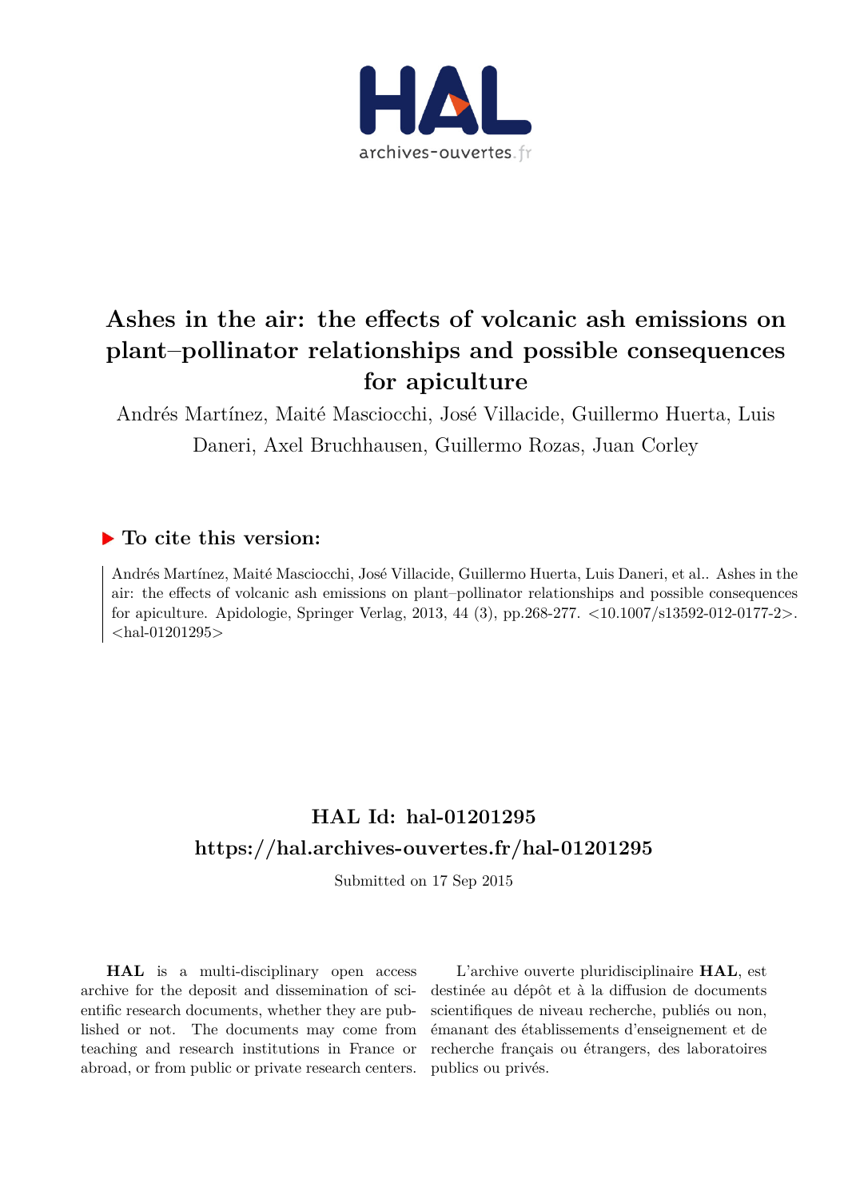# Ashes in the air: the effects of volcanic ash emissions on plant–pollinator relationships and possible consequences for apiculture

Andrés Martínez, Maité Masciocchi, José Villacide, Guillermo Huerta, Luis Daneri, Axel Bruchhausen, Guillermo Rozas, Juan Corley

## ▶ To cite this version:

Andrés Martínez, Maité Masciocchi, José Villacide, Guillermo Huerta, Luis Daneri, et al.. Ashes in the air: the effects of volcanic ash emissions on plant–pollinator relationships and possible consequences for apiculture. Apidologie, Springer Verlag, 2013, 44 (3), pp.268-277. <10.1007/s13592-012-0177-2>. <hal-01201295>

## HAL Id: hal-01201295

## https://hal.archives-ouvertes.fr/hal-01201295

Submitted on 17 Sep 2015

**HAL** is a multi-disciplinary open access archive for the deposit and dissemination of scientific research documents, whether they are published or not. The documents may come from teaching and research institutions in France or abroad, or from public or private research centers.

L'archive ouverte pluridisciplinaire **HAL**, est destinée au dépôt et à la diffusion de documents scientifiques de niveau recherche, publiés ou non, émanant des établissements d'enseignement et de recherche français ou étrangers, des laboratoires publics ou privés.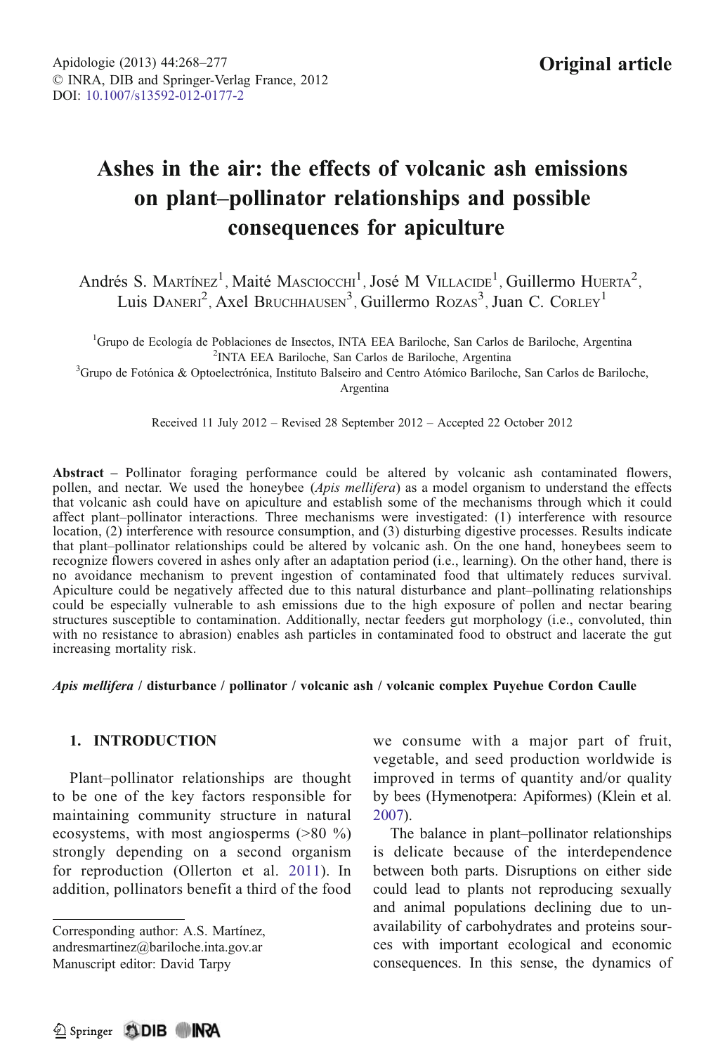# Ashes in the air: the effects of volcanic ash emissions on plant–pollinator relationships and possible consequences for apiculture

Andrés S. Martínez[1], Maité Masciocchi[1], José M Villacide[1], Guillermo Huerta[2], Luis Daneri[2], Axel Bruchhausen[3], Guillermo Rozas[3], Juan C. Corley[1]

[1]Grupo de Ecología de Poblaciones de Insectos, INTA EEA Bariloche, San Carlos de Bariloche, Argentina
[2]INTA EEA Bariloche, San Carlos de Bariloche, Argentina
[3]Grupo de Fotónica & Optoelectrónica, Instituto Balseiro and Centro Atómico Bariloche, San Carlos de Bariloche, Argentina

Received 11 July 2012 – Revised 28 September 2012 – Accepted 22 October 2012

**Abstract** – Pollinator foraging performance could be altered by volcanic ash contaminated flowers, pollen, and nectar. We used the honeybee (*Apis mellifera*) as a model organism to understand the effects that volcanic ash could have on apiculture and establish some of the mechanisms through which it could affect plant–pollinator interactions. Three mechanisms were investigated: (1) interference with resource location, (2) interference with resource consumption, and (3) disturbing digestive processes. Results indicate that plant–pollinator relationships could be altered by volcanic ash. On the one hand, honeybees seem to recognize flowers covered in ashes only after an adaptation period (i.e., learning). On the other hand, there is no avoidance mechanism to prevent ingestion of contaminated food that ultimately reduces survival. Apiculture could be negatively affected due to this natural disturbance and plant–pollinating relationships could be especially vulnerable to ash emissions due to the high exposure of pollen and nectar bearing structures susceptible to contamination. Additionally, nectar feeders gut morphology (i.e., convoluted, thin with no resistance to abrasion) enables ash particles in contaminated food to obstruct and lacerate the gut increasing mortality risk.

***Apis mellifera*** **/ disturbance / pollinator / volcanic ash / volcanic complex Puyehue Cordon Caulle**

## 1. INTRODUCTION

Plant–pollinator relationships are thought to be one of the key factors responsible for maintaining community structure in natural ecosystems, with most angiosperms (>80 %) strongly depending on a second organism for reproduction (Ollerton et al. 2011). In addition, pollinators benefit a third of the food we consume with a major part of fruit, vegetable, and seed production worldwide is improved in terms of quantity and/or quality by bees (Hymenotpera: Apiformes) (Klein et al. 2007).

The balance in plant–pollinator relationships is delicate because of the interdependence between both parts. Disruptions on either side could lead to plants not reproducing sexually and animal populations declining due to unavailability of carbohydrates and proteins sources with important ecological and economic consequences. In this sense, the dynamics of

Corresponding author: A.S. Martínez, andresmartinez@bariloche.inta.gov.ar
Manuscript editor: David Tarpy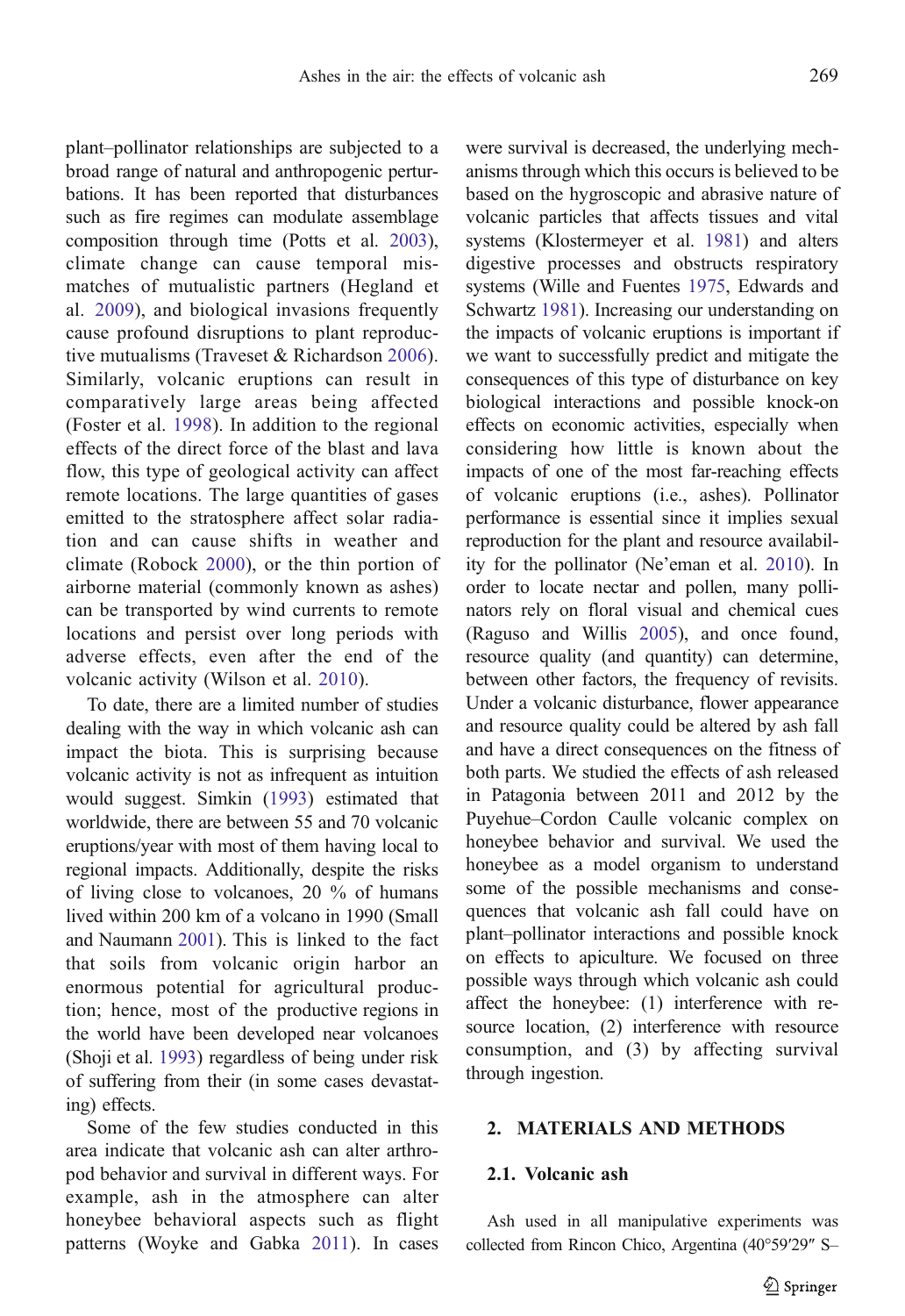plant–pollinator relationships are subjected to a broad range of natural and anthropogenic perturbations. It has been reported that disturbances such as fire regimes can modulate assemblage composition through time (Potts et al. 2003), climate change can cause temporal mismatches of mutualistic partners (Hegland et al. 2009), and biological invasions frequently cause profound disruptions to plant reproductive mutualisms (Traveset & Richardson 2006). Similarly, volcanic eruptions can result in comparatively large areas being affected (Foster et al. 1998). In addition to the regional effects of the direct force of the blast and lava flow, this type of geological activity can affect remote locations. The large quantities of gases emitted to the stratosphere affect solar radiation and can cause shifts in weather and climate (Robock 2000), or the thin portion of airborne material (commonly known as ashes) can be transported by wind currents to remote locations and persist over long periods with adverse effects, even after the end of the volcanic activity (Wilson et al. 2010).

To date, there are a limited number of studies dealing with the way in which volcanic ash can impact the biota. This is surprising because volcanic activity is not as infrequent as intuition would suggest. Simkin (1993) estimated that worldwide, there are between 55 and 70 volcanic eruptions/year with most of them having local to regional impacts. Additionally, despite the risks of living close to volcanoes, 20 % of humans lived within 200 km of a volcano in 1990 (Small and Naumann 2001). This is linked to the fact that soils from volcanic origin harbor an enormous potential for agricultural production; hence, most of the productive regions in the world have been developed near volcanoes (Shoji et al. 1993) regardless of being under risk of suffering from their (in some cases devastating) effects.

Some of the few studies conducted in this area indicate that volcanic ash can alter arthropod behavior and survival in different ways. For example, ash in the atmosphere can alter honeybee behavioral aspects such as flight patterns (Woyke and Gabka 2011). In cases were survival is decreased, the underlying mechanisms through which this occurs is believed to be based on the hygroscopic and abrasive nature of volcanic particles that affects tissues and vital systems (Klostermeyer et al. 1981) and alters digestive processes and obstructs respiratory systems (Wille and Fuentes 1975, Edwards and Schwartz 1981). Increasing our understanding on the impacts of volcanic eruptions is important if we want to successfully predict and mitigate the consequences of this type of disturbance on key biological interactions and possible knock-on effects on economic activities, especially when considering how little is known about the impacts of one of the most far-reaching effects of volcanic eruptions (i.e., ashes). Pollinator performance is essential since it implies sexual reproduction for the plant and resource availability for the pollinator (Ne'eman et al. 2010). In order to locate nectar and pollen, many pollinators rely on floral visual and chemical cues (Raguso and Willis 2005), and once found, resource quality (and quantity) can determine, between other factors, the frequency of revisits. Under a volcanic disturbance, flower appearance and resource quality could be altered by ash fall and have a direct consequences on the fitness of both parts. We studied the effects of ash released in Patagonia between 2011 and 2012 by the Puyehue–Cordon Caulle volcanic complex on honeybee behavior and survival. We used the honeybee as a model organism to understand some of the possible mechanisms and consequences that volcanic ash fall could have on plant–pollinator interactions and possible knock on effects to apiculture. We focused on three possible ways through which volcanic ash could affect the honeybee: (1) interference with resource location, (2) interference with resource consumption, and (3) by affecting survival through ingestion.

## 2. MATERIALS AND METHODS

### 2.1. Volcanic ash

Ash used in all manipulative experiments was collected from Rincon Chico, Argentina (40°59′29″ S–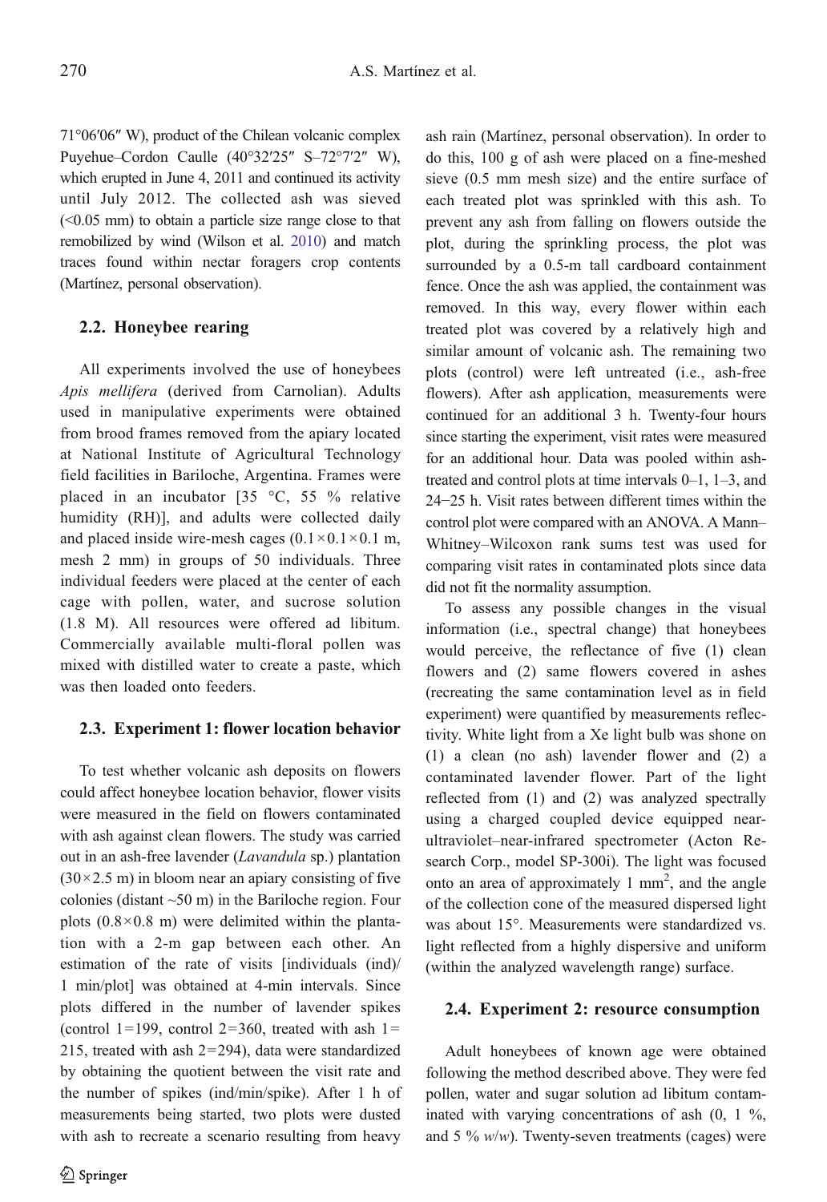71°06′06″ W), product of the Chilean volcanic complex Puyehue–Cordon Caulle (40°32′25″ S–72°7′2″ W), which erupted in June 4, 2011 and continued its activity until July 2012. The collected ash was sieved (<0.05 mm) to obtain a particle size range close to that remobilized by wind (Wilson et al. 2010) and match traces found within nectar foragers crop contents (Martínez, personal observation).

### 2.2. Honeybee rearing

All experiments involved the use of honeybees *Apis mellifera* (derived from Carnolian). Adults used in manipulative experiments were obtained from brood frames removed from the apiary located at National Institute of Agricultural Technology field facilities in Bariloche, Argentina. Frames were placed in an incubator [35 °C, 55 % relative humidity (RH)], and adults were collected daily and placed inside wire-mesh cages (0.1×0.1×0.1 m, mesh 2 mm) in groups of 50 individuals. Three individual feeders were placed at the center of each cage with pollen, water, and sucrose solution (1.8 M). All resources were offered ad libitum. Commercially available multi-floral pollen was mixed with distilled water to create a paste, which was then loaded onto feeders.

### 2.3. Experiment 1: flower location behavior

To test whether volcanic ash deposits on flowers could affect honeybee location behavior, flower visits were measured in the field on flowers contaminated with ash against clean flowers. The study was carried out in an ash-free lavender (*Lavandula* sp.) plantation (30×2.5 m) in bloom near an apiary consisting of five colonies (distant ~50 m) in the Bariloche region. Four plots (0.8×0.8 m) were delimited within the plantation with a 2-m gap between each other. An estimation of the rate of visits [individuals (ind)/1 min/plot] was obtained at 4-min intervals. Since plots differed in the number of lavender spikes (control 1=199, control 2=360, treated with ash 1=215, treated with ash 2=294), data were standardized by obtaining the quotient between the visit rate and the number of spikes (ind/min/spike). After 1 h of measurements being started, two plots were dusted with ash to recreate a scenario resulting from heavy ash rain (Martínez, personal observation). In order to do this, 100 g of ash were placed on a fine-meshed sieve (0.5 mm mesh size) and the entire surface of each treated plot was sprinkled with this ash. To prevent any ash from falling on flowers outside the plot, during the sprinkling process, the plot was surrounded by a 0.5-m tall cardboard containment fence. Once the ash was applied, the containment was removed. In this way, every flower within each treated plot was covered by a relatively high and similar amount of volcanic ash. The remaining two plots (control) were left untreated (i.e., ash-free flowers). After ash application, measurements were continued for an additional 3 h. Twenty-four hours since starting the experiment, visit rates were measured for an additional hour. Data was pooled within ash-treated and control plots at time intervals 0–1, 1–3, and 24−25 h. Visit rates between different times within the control plot were compared with an ANOVA. A Mann–Whitney–Wilcoxon rank sums test was used for comparing visit rates in contaminated plots since data did not fit the normality assumption.

To assess any possible changes in the visual information (i.e., spectral change) that honeybees would perceive, the reflectance of five (1) clean flowers and (2) same flowers covered in ashes (recreating the same contamination level as in field experiment) were quantified by measurements reflectivity. White light from a Xe light bulb was shone on (1) a clean (no ash) lavender flower and (2) a contaminated lavender flower. Part of the light reflected from (1) and (2) was analyzed spectrally using a charged coupled device equipped near-ultraviolet–near-infrared spectrometer (Acton Research Corp., model SP-300i). The light was focused onto an area of approximately 1 mm$^2$, and the angle of the collection cone of the measured dispersed light was about 15°. Measurements were standardized vs. light reflected from a highly dispersive and uniform (within the analyzed wavelength range) surface.

### 2.4. Experiment 2: resource consumption

Adult honeybees of known age were obtained following the method described above. They were fed pollen, water and sugar solution ad libitum contaminated with varying concentrations of ash (0, 1 %, and 5 % *w*/*w*). Twenty-seven treatments (cages) were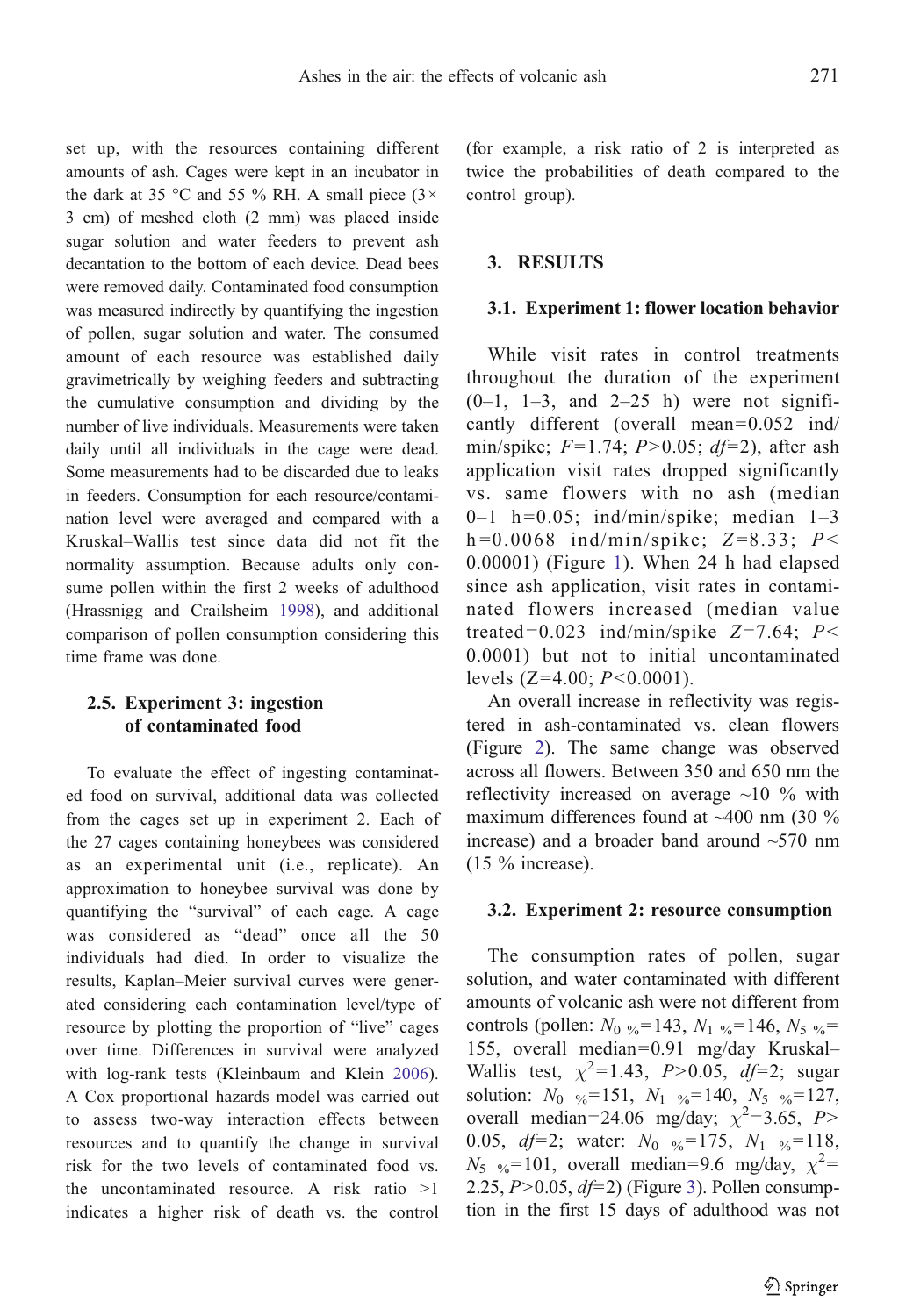set up, with the resources containing different amounts of ash. Cages were kept in an incubator in the dark at 35 °C and 55 % RH. A small piece (3× 3 cm) of meshed cloth (2 mm) was placed inside sugar solution and water feeders to prevent ash decantation to the bottom of each device. Dead bees were removed daily. Contaminated food consumption was measured indirectly by quantifying the ingestion of pollen, sugar solution and water. The consumed amount of each resource was established daily gravimetrically by weighing feeders and subtracting the cumulative consumption and dividing by the number of live individuals. Measurements were taken daily until all individuals in the cage were dead. Some measurements had to be discarded due to leaks in feeders. Consumption for each resource/contamination level were averaged and compared with a Kruskal–Wallis test since data did not fit the normality assumption. Because adults only consume pollen within the first 2 weeks of adulthood (Hrassnigg and Crailsheim 1998), and additional comparison of pollen consumption considering this time frame was done.

### 2.5. Experiment 3: ingestion of contaminated food

To evaluate the effect of ingesting contaminated food on survival, additional data was collected from the cages set up in experiment 2. Each of the 27 cages containing honeybees was considered as an experimental unit (i.e., replicate). An approximation to honeybee survival was done by quantifying the "survival" of each cage. A cage was considered as "dead" once all the 50 individuals had died. In order to visualize the results, Kaplan–Meier survival curves were generated considering each contamination level/type of resource by plotting the proportion of "live" cages over time. Differences in survival were analyzed with log-rank tests (Kleinbaum and Klein 2006). A Cox proportional hazards model was carried out to assess two-way interaction effects between resources and to quantify the change in survival risk for the two levels of contaminated food vs. the uncontaminated resource. A risk ratio >1 indicates a higher risk of death vs. the control (for example, a risk ratio of 2 is interpreted as twice the probabilities of death compared to the control group).

## 3. RESULTS

### 3.1. Experiment 1: flower location behavior

While visit rates in control treatments throughout the duration of the experiment (0–1, 1–3, and 2–25 h) were not significantly different (overall mean=0.052 ind/min/spike; $F$=1.74; $P$>0.05; $df$=2), after ash application visit rates dropped significantly vs. same flowers with no ash (median 0–1 h=0.05; ind/min/spike; median 1–3 h=0.0068 ind/min/spike; $Z$=8.33; $P$< 0.00001) (Figure 1). When 24 h had elapsed since ash application, visit rates in contaminated flowers increased (median value treated=0.023 ind/min/spike $Z$=7.64; $P$< 0.0001) but not to initial uncontaminated levels (Z=4.00; $P$<0.0001).

An overall increase in reflectivity was registered in ash-contaminated vs. clean flowers (Figure 2). The same change was observed across all flowers. Between 350 and 650 nm the reflectivity increased on average ~10 % with maximum differences found at ~400 nm (30 % increase) and a broader band around ~570 nm (15 % increase).

### 3.2. Experiment 2: resource consumption

The consumption rates of pollen, sugar solution, and water contaminated with different amounts of volcanic ash were not different from controls (pollen: $N_{0\ \%}$=143, $N_{1\ \%}$=146, $N_{5\ \%}$= 155, overall median=0.91 mg/day Kruskal–Wallis test, $\chi^2$=1.43, $P$>0.05, $df$=2; sugar solution: $N_{0\ \%}$=151, $N_{1\ \%}$=140, $N_{5\ \%}$=127, overall median=24.06 mg/day; $\chi^2$=3.65, $P$> 0.05, $df$=2; water: $N_{0\ \%}$=175, $N_{1\ \%}$=118, $N_{5\ \%}$=101, overall median=9.6 mg/day, $\chi^2$= 2.25, $P$>0.05, $df$=2) (Figure 3). Pollen consumption in the first 15 days of adulthood was not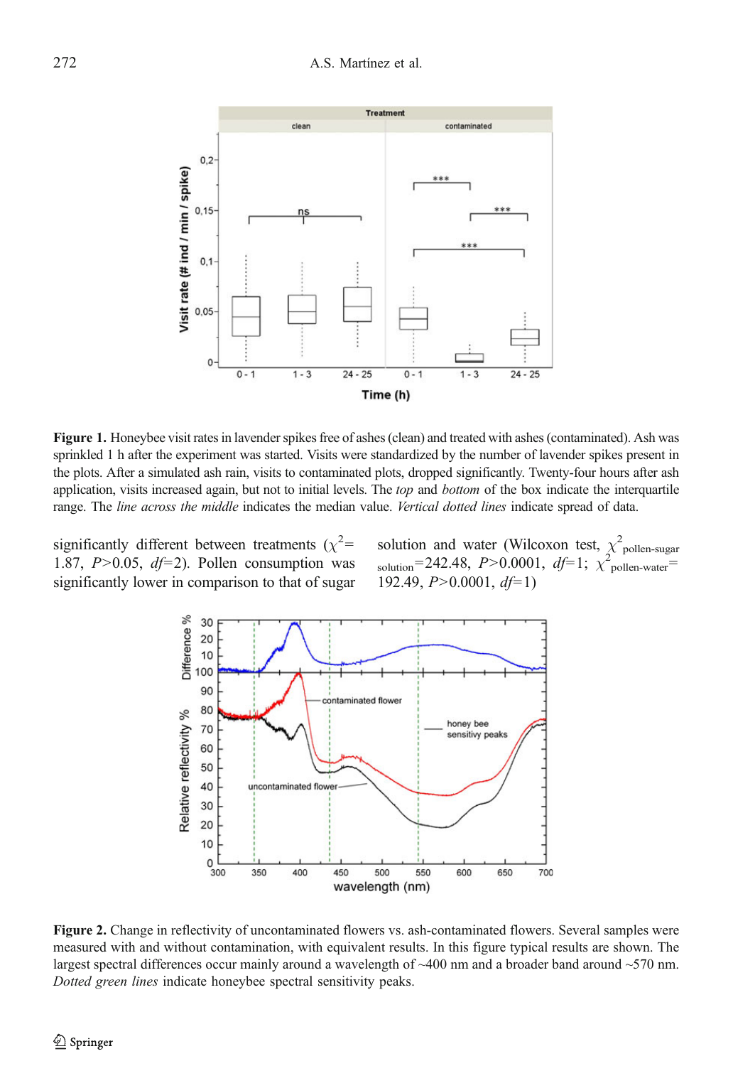Figure 1. Honeybee visit rates in lavender spikes free of ashes (clean) and treated with ashes (contaminated). Ash was sprinkled 1 h after the experiment was started. Visits were standardized by the number of lavender spikes present in the plots. After a simulated ash rain, visits to contaminated plots, dropped significantly. Twenty-four hours after ash application, visits increased again, but not to initial levels. The *top* and *bottom* of the box indicate the interquartile range. The *line across the middle* indicates the median value. *Vertical dotted lines* indicate spread of data.

significantly different between treatments ($\chi^2$= 1.87, *P*>0.05, *df*=2). Pollen consumption was significantly lower in comparison to that of sugar solution and water (Wilcoxon test, $\chi^2_{\text{pollen-sugar solution}}$=242.48, *P*>0.0001, *df*=1; $\chi^2_{\text{pollen-water}}$= 192.49, *P*>0.0001, *df*=1)

Figure 2. Change in reflectivity of uncontaminated flowers vs. ash-contaminated flowers. Several samples were measured with and without contamination, with equivalent results. In this figure typical results are shown. The largest spectral differences occur mainly around a wavelength of ~400 nm and a broader band around ~570 nm. *Dotted green lines* indicate honeybee spectral sensitivity peaks.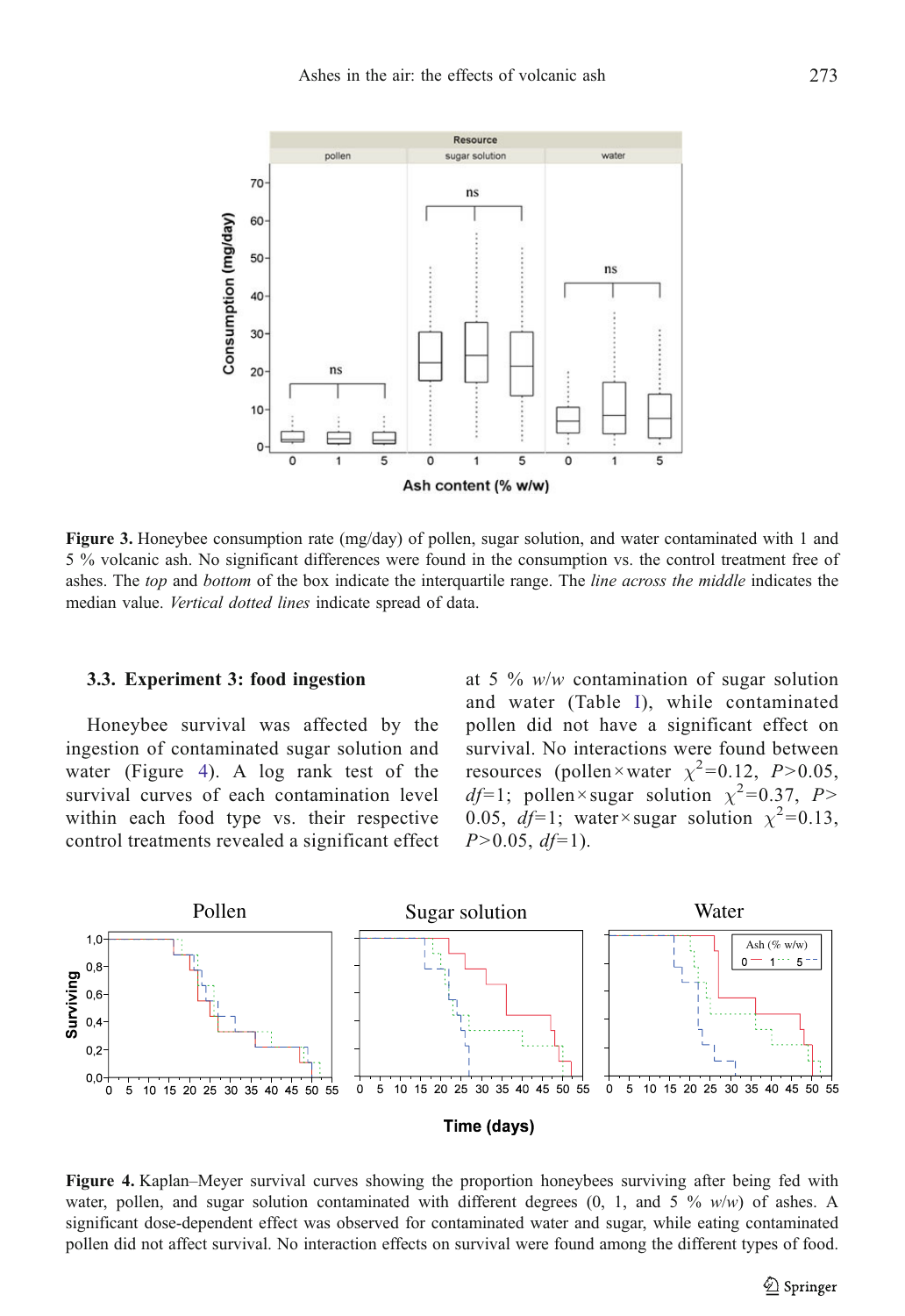Figure 3. Honeybee consumption rate (mg/day) of pollen, sugar solution, and water contaminated with 1 and 5 % volcanic ash. No significant differences were found in the consumption vs. the control treatment free of ashes. The *top* and *bottom* of the box indicate the interquartile range. The *line across the middle* indicates the median value. *Vertical dotted lines* indicate spread of data.

### 3.3. Experiment 3: food ingestion

Honeybee survival was affected by the ingestion of contaminated sugar solution and water (Figure 4). A log rank test of the survival curves of each contamination level within each food type vs. their respective control treatments revealed a significant effect at 5 % *w/w* contamination of sugar solution and water (Table I), while contaminated pollen did not have a significant effect on survival. No interactions were found between resources (pollen×water $\chi^2=0.12$, $P>0.05$, $df=1$; pollen×sugar solution $\chi^2=0.37$, $P>0.05$, $df=1$; water×sugar solution $\chi^2=0.13$, $P>0.05$, $df=1$).

Figure 4. Kaplan–Meyer survival curves showing the proportion honeybees surviving after being fed with water, pollen, and sugar solution contaminated with different degrees (0, 1, and 5 % *w/w*) of ashes. A significant dose-dependent effect was observed for contaminated water and sugar, while eating contaminated pollen did not affect survival. No interaction effects on survival were found among the different types of food.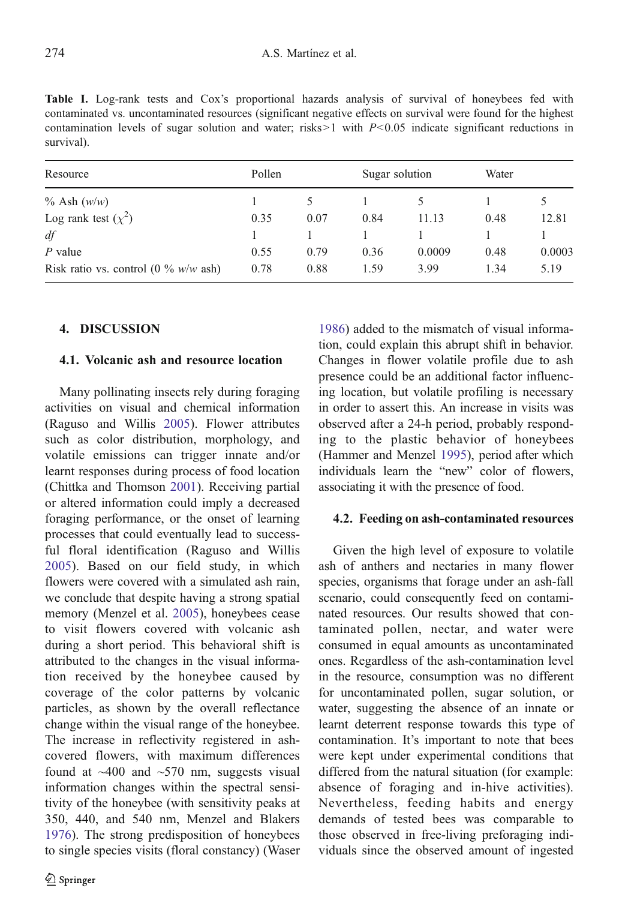**Table I.** Log-rank tests and Cox's proportional hazards analysis of survival of honeybees fed with contaminated vs. uncontaminated resources (significant negative effects on survival were found for the highest contamination levels of sugar solution and water; risks>1 with $P<0.05$ indicate significant reductions in survival).

| Resource | Pollen | | Sugar solution | | Water | |
|---|---|---|---|---|---|---|
| % Ash (*w/w*) | 1 | 5 | 1 | 5 | 1 | 5 |
| Log rank test ($\chi^2$) | 0.35 | 0.07 | 0.84 | 11.13 | 0.48 | 12.81 |
| *df* | 1 | 1 | 1 | 1 | 1 | 1 |
| *P* value | 0.55 | 0.79 | 0.36 | 0.0009 | 0.48 | 0.0003 |
| Risk ratio vs. control (0 % *w/w* ash) | 0.78 | 0.88 | 1.59 | 3.99 | 1.34 | 5.19 |

## 4. DISCUSSION

### 4.1. Volcanic ash and resource location

Many pollinating insects rely during foraging activities on visual and chemical information (Raguso and Willis 2005). Flower attributes such as color distribution, morphology, and volatile emissions can trigger innate and/or learnt responses during process of food location (Chittka and Thomson 2001). Receiving partial or altered information could imply a decreased foraging performance, or the onset of learning processes that could eventually lead to successful floral identification (Raguso and Willis 2005). Based on our field study, in which flowers were covered with a simulated ash rain, we conclude that despite having a strong spatial memory (Menzel et al. 2005), honeybees cease to visit flowers covered with volcanic ash during a short period. This behavioral shift is attributed to the changes in the visual information received by the honeybee caused by coverage of the color patterns by volcanic particles, as shown by the overall reflectance change within the visual range of the honeybee. The increase in reflectivity registered in ash-covered flowers, with maximum differences found at ~400 and ~570 nm, suggests visual information changes within the spectral sensitivity of the honeybee (with sensitivity peaks at 350, 440, and 540 nm, Menzel and Blakers 1976). The strong predisposition of honeybees to single species visits (floral constancy) (Waser 1986) added to the mismatch of visual information, could explain this abrupt shift in behavior. Changes in flower volatile profile due to ash presence could be an additional factor influencing location, but volatile profiling is necessary in order to assert this. An increase in visits was observed after a 24-h period, probably responding to the plastic behavior of honeybees (Hammer and Menzel 1995), period after which individuals learn the "new" color of flowers, associating it with the presence of food.

### 4.2. Feeding on ash-contaminated resources

Given the high level of exposure to volatile ash of anthers and nectaries in many flower species, organisms that forage under an ash-fall scenario, could consequently feed on contaminated resources. Our results showed that contaminated pollen, nectar, and water were consumed in equal amounts as uncontaminated ones. Regardless of the ash-contamination level in the resource, consumption was no different for uncontaminated pollen, sugar solution, or water, suggesting the absence of an innate or learnt deterrent response towards this type of contamination. It's important to note that bees were kept under experimental conditions that differed from the natural situation (for example: absence of foraging and in-hive activities). Nevertheless, feeding habits and energy demands of tested bees was comparable to those observed in free-living preforaging individuals since the observed amount of ingested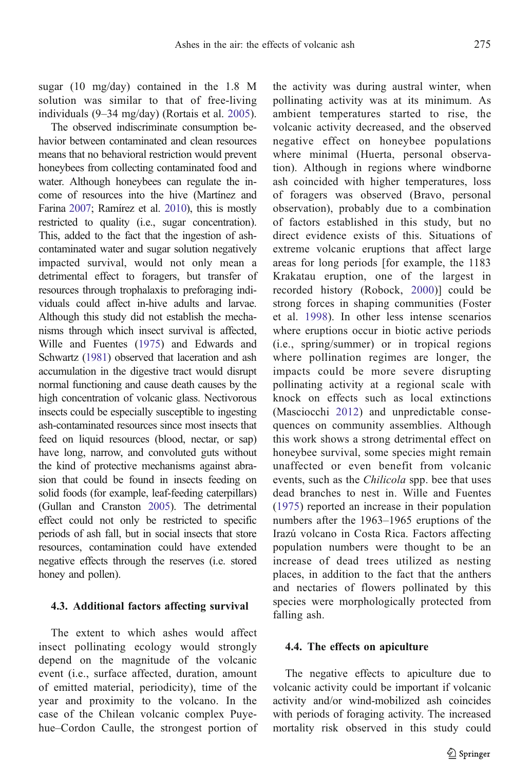sugar (10 mg/day) contained in the 1.8 M solution was similar to that of free-living individuals (9–34 mg/day) (Rortais et al. 2005).

The observed indiscriminate consumption behavior between contaminated and clean resources means that no behavioral restriction would prevent honeybees from collecting contaminated food and water. Although honeybees can regulate the income of resources into the hive (Martínez and Farina 2007; Ramírez et al. 2010), this is mostly restricted to quality (i.e., sugar concentration). This, added to the fact that the ingestion of ash-contaminated water and sugar solution negatively impacted survival, would not only mean a detrimental effect to foragers, but transfer of resources through trophalaxis to preforaging individuals could affect in-hive adults and larvae. Although this study did not establish the mechanisms through which insect survival is affected, Wille and Fuentes (1975) and Edwards and Schwartz (1981) observed that laceration and ash accumulation in the digestive tract would disrupt normal functioning and cause death causes by the high concentration of volcanic glass. Nectivorous insects could be especially susceptible to ingesting ash-contaminated resources since most insects that feed on liquid resources (blood, nectar, or sap) have long, narrow, and convoluted guts without the kind of protective mechanisms against abrasion that could be found in insects feeding on solid foods (for example, leaf-feeding caterpillars) (Gullan and Cranston 2005). The detrimental effect could not only be restricted to specific periods of ash fall, but in social insects that store resources, contamination could have extended negative effects through the reserves (i.e. stored honey and pollen).

### 4.3. Additional factors affecting survival

The extent to which ashes would affect insect pollinating ecology would strongly depend on the magnitude of the volcanic event (i.e., surface affected, duration, amount of emitted material, periodicity), time of the year and proximity to the volcano. In the case of the Chilean volcanic complex Puyehue–Cordon Caulle, the strongest portion of the activity was during austral winter, when pollinating activity was at its minimum. As ambient temperatures started to rise, the volcanic activity decreased, and the observed negative effect on honeybee populations where minimal (Huerta, personal observation). Although in regions where windborne ash coincided with higher temperatures, loss of foragers was observed (Bravo, personal observation), probably due to a combination of factors established in this study, but no direct evidence exists of this. Situations of extreme volcanic eruptions that affect large areas for long periods [for example, the 1183 Krakatau eruption, one of the largest in recorded history (Robock, 2000)] could be strong forces in shaping communities (Foster et al. 1998). In other less intense scenarios where eruptions occur in biotic active periods (i.e., spring/summer) or in tropical regions where pollination regimes are longer, the impacts could be more severe disrupting pollinating activity at a regional scale with knock on effects such as local extinctions (Masciocchi 2012) and unpredictable consequences on community assemblies. Although this work shows a strong detrimental effect on honeybee survival, some species might remain unaffected or even benefit from volcanic events, such as the *Chilicola* spp. bee that uses dead branches to nest in. Wille and Fuentes (1975) reported an increase in their population numbers after the 1963–1965 eruptions of the Irazú volcano in Costa Rica. Factors affecting population numbers were thought to be an increase of dead trees utilized as nesting places, in addition to the fact that the anthers and nectaries of flowers pollinated by this species were morphologically protected from falling ash.

### 4.4. The effects on apiculture

The negative effects to apiculture due to volcanic activity could be important if volcanic activity and/or wind-mobilized ash coincides with periods of foraging activity. The increased mortality risk observed in this study could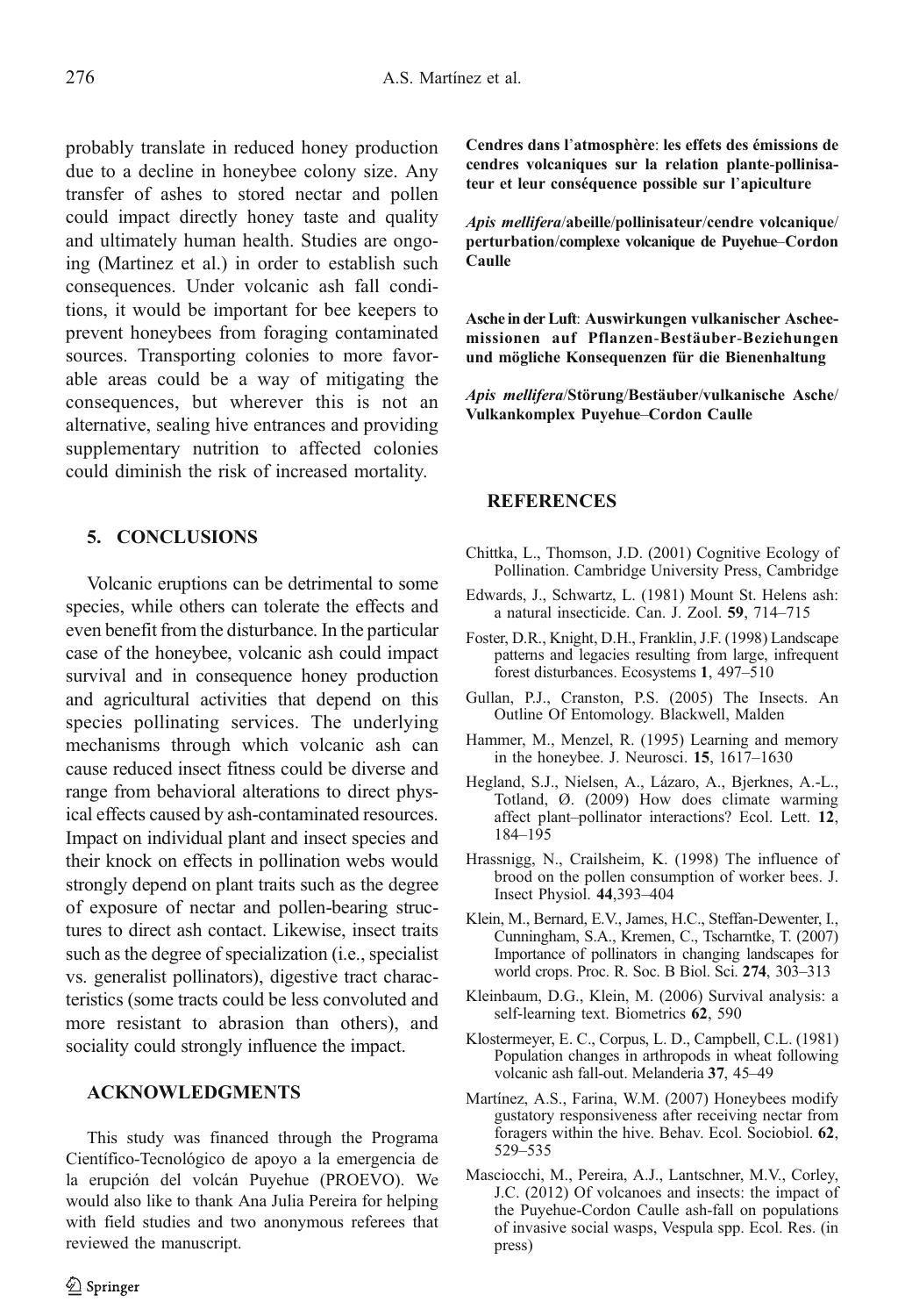probably translate in reduced honey production due to a decline in honeybee colony size. Any transfer of ashes to stored nectar and pollen could impact directly honey taste and quality and ultimately human health. Studies are ongoing (Martinez et al.) in order to establish such consequences. Under volcanic ash fall conditions, it would be important for bee keepers to prevent honeybees from foraging contaminated sources. Transporting colonies to more favorable areas could be a way of mitigating the consequences, but wherever this is not an alternative, sealing hive entrances and providing supplementary nutrition to affected colonies could diminish the risk of increased mortality.

## 5. CONCLUSIONS

Volcanic eruptions can be detrimental to some species, while others can tolerate the effects and even benefit from the disturbance. In the particular case of the honeybee, volcanic ash could impact survival and in consequence honey production and agricultural activities that depend on this species pollinating services. The underlying mechanisms through which volcanic ash can cause reduced insect fitness could be diverse and range from behavioral alterations to direct physical effects caused by ash-contaminated resources. Impact on individual plant and insect species and their knock on effects in pollination webs would strongly depend on plant traits such as the degree of exposure of nectar and pollen-bearing structures to direct ash contact. Likewise, insect traits such as the degree of specialization (i.e., specialist vs. generalist pollinators), digestive tract characteristics (some tracts could be less convoluted and more resistant to abrasion than others), and sociality could strongly influence the impact.

## ACKNOWLEDGMENTS

This study was financed through the Programa Científico-Tecnológico de apoyo a la emergencia de la erupción del volcán Puyehue (PROEVO). We would also like to thank Ana Julia Pereira for helping with field studies and two anonymous referees that reviewed the manuscript.

**Cendres dans l'atmosphère**: **les effets des émissions de cendres volcaniques sur la relation plante-pollinisateur et leur conséquence possible sur l'apiculture**

***Apis mellifera*/abeille/pollinisateur/cendre volcanique/perturbation/complexe volcanique de Puyehue–Cordon Caulle**

**Asche in der Luft**: **Auswirkungen vulkanischer Ascheemissionen auf Pflanzen-Bestäuber-Beziehungen und mögliche Konsequenzen für die Bienenhaltung**

***Apis mellifera*/Störung/Bestäuber/vulkanische Asche/Vulkankomplex Puyehue–Cordon Caulle**

## REFERENCES

Chittka, L., Thomson, J.D. (2001) Cognitive Ecology of Pollination. Cambridge University Press, Cambridge

Edwards, J., Schwartz, L. (1981) Mount St. Helens ash: a natural insecticide. Can. J. Zool. **59**, 714–715

Foster, D.R., Knight, D.H., Franklin, J.F. (1998) Landscape patterns and legacies resulting from large, infrequent forest disturbances. Ecosystems **1**, 497–510

Gullan, P.J., Cranston, P.S. (2005) The Insects. An Outline Of Entomology. Blackwell, Malden

Hammer, M., Menzel, R. (1995) Learning and memory in the honeybee. J. Neurosci. **15**, 1617–1630

Hegland, S.J., Nielsen, A., Lázaro, A., Bjerknes, A.-L., Totland, Ø. (2009) How does climate warming affect plant–pollinator interactions? Ecol. Lett. **12**, 184–195

Hrassnigg, N., Crailsheim, K. (1998) The influence of brood on the pollen consumption of worker bees. J. Insect Physiol. **44**,393–404

Klein, M., Bernard, E.V., James, H.C., Steffan-Dewenter, I., Cunningham, S.A., Kremen, C., Tscharntke, T. (2007) Importance of pollinators in changing landscapes for world crops. Proc. R. Soc. B Biol. Sci. **274**, 303–313

Kleinbaum, D.G., Klein, M. (2006) Survival analysis: a self-learning text. Biometrics **62**, 590

Klostermeyer, E. C., Corpus, L. D., Campbell, C.L. (1981) Population changes in arthropods in wheat following volcanic ash fall-out. Melanderia **37**, 45–49

Martínez, A.S., Farina, W.M. (2007) Honeybees modify gustatory responsiveness after receiving nectar from foragers within the hive. Behav. Ecol. Sociobiol. **62**, 529–535

Masciocchi, M., Pereira, A.J., Lantschner, M.V., Corley, J.C. (2012) Of volcanoes and insects: the impact of the Puyehue-Cordon Caulle ash-fall on populations of invasive social wasps, Vespula spp. Ecol. Res. (in press)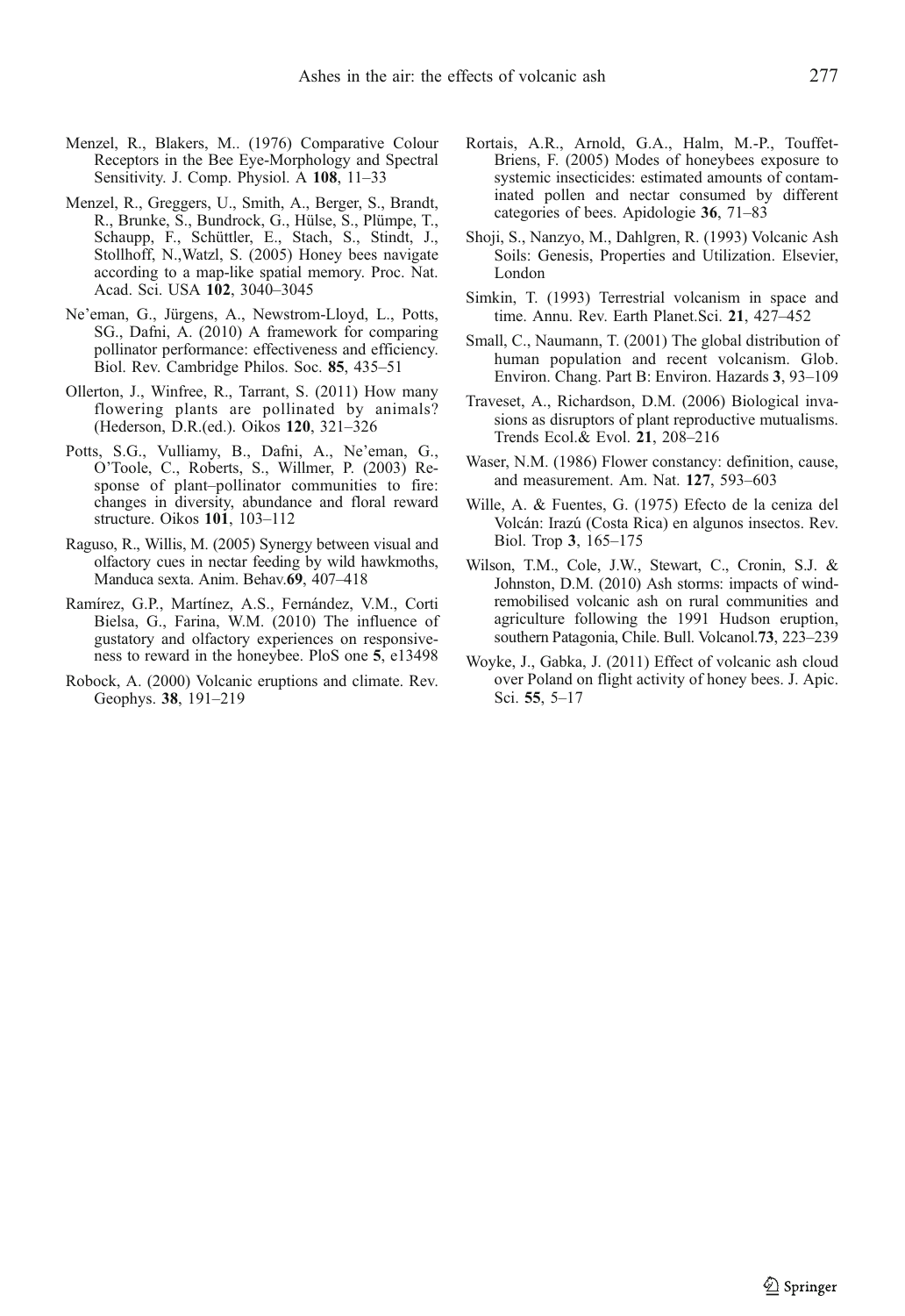Menzel, R., Blakers, M.. (1976) Comparative Colour Receptors in the Bee Eye-Morphology and Spectral Sensitivity. J. Comp. Physiol. A **108**, 11–33

Menzel, R., Greggers, U., Smith, A., Berger, S., Brandt, R., Brunke, S., Bundrock, G., Hülse, S., Plümpe, T., Schaupp, F., Schüttler, E., Stach, S., Stindt, J., Stollhoff, N.,Watzl, S. (2005) Honey bees navigate according to a map-like spatial memory. Proc. Nat. Acad. Sci. USA **102**, 3040–3045

Ne'eman, G., Jürgens, A., Newstrom-Lloyd, L., Potts, SG., Dafni, A. (2010) A framework for comparing pollinator performance: effectiveness and efficiency. Biol. Rev. Cambridge Philos. Soc. **85**, 435–51

Ollerton, J., Winfree, R., Tarrant, S. (2011) How many flowering plants are pollinated by animals? (Hederson, D.R.(ed.). Oikos **120**, 321–326

Potts, S.G., Vulliamy, B., Dafni, A., Ne'eman, G., O'Toole, C., Roberts, S., Willmer, P. (2003) Response of plant–pollinator communities to fire: changes in diversity, abundance and floral reward structure. Oikos **101**, 103–112

Raguso, R., Willis, M. (2005) Synergy between visual and olfactory cues in nectar feeding by wild hawkmoths, Manduca sexta. Anim. Behav.**69**, 407–418

Ramírez, G.P., Martínez, A.S., Fernández, V.M., Corti Bielsa, G., Farina, W.M. (2010) The influence of gustatory and olfactory experiences on responsiveness to reward in the honeybee. PloS one **5**, e13498

Robock, A. (2000) Volcanic eruptions and climate. Rev. Geophys. **38**, 191–219

Rortais, A.R., Arnold, G.A., Halm, M.-P., Touffet-Briens, F. (2005) Modes of honeybees exposure to systemic insecticides: estimated amounts of contaminated pollen and nectar consumed by different categories of bees. Apidologie **36**, 71–83

Shoji, S., Nanzyo, M., Dahlgren, R. (1993) Volcanic Ash Soils: Genesis, Properties and Utilization. Elsevier, London

Simkin, T. (1993) Terrestrial volcanism in space and time. Annu. Rev. Earth Planet.Sci. **21**, 427–452

Small, C., Naumann, T. (2001) The global distribution of human population and recent volcanism. Glob. Environ. Chang. Part B: Environ. Hazards **3**, 93–109

Traveset, A., Richardson, D.M. (2006) Biological invasions as disruptors of plant reproductive mutualisms. Trends Ecol.& Evol. **21**, 208–216

Waser, N.M. (1986) Flower constancy: definition, cause, and measurement. Am. Nat. **127**, 593–603

Wille, A. & Fuentes, G. (1975) Efecto de la ceniza del Volcán: Irazú (Costa Rica) en algunos insectos. Rev. Biol. Trop **3**, 165–175

Wilson, T.M., Cole, J.W., Stewart, C., Cronin, S.J. & Johnston, D.M. (2010) Ash storms: impacts of wind-remobilised volcanic ash on rural communities and agriculture following the 1991 Hudson eruption, southern Patagonia, Chile. Bull. Volcanol.**73**, 223–239

Woyke, J., Gabka, J. (2011) Effect of volcanic ash cloud over Poland on flight activity of honey bees. J. Apic. Sci. **55**, 5–17